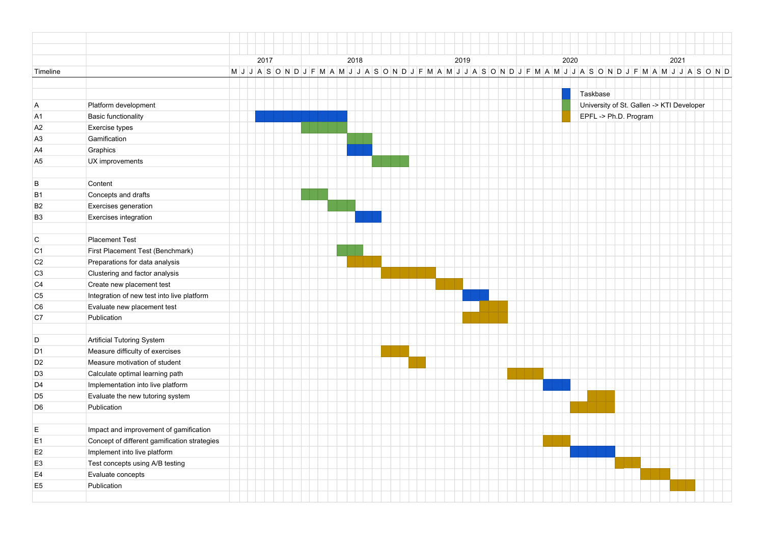**Timeline** (May 2017 – December 2021)

**Legend:**

- Blue: Taskbase
- Green: University of St. Gallen -> KTI Developer
- Gold: EPFL -> Ph.D. Program

| ID | Task | Timeline | Responsible |
| --- | --- | --- | --- |
| **A** | **Platform development** | | |
| A1 | Basic functionality | Aug 2017 – May 2018 | Taskbase |
| A2 | Exercise types | Jan 2018 – May 2018 | University of St. Gallen -> KTI Developer |
| A3 | Gamification | Jun 2018 – Aug 2018 | University of St. Gallen -> KTI Developer |
| A4 | Graphics | Jun 2018 – Aug 2018 | Taskbase |
| A5 | UX improvements | Sep 2018 – Dec 2018 | University of St. Gallen -> KTI Developer |
| **B** | **Content** | | |
| B1 | Concepts and drafts | Jan 2018 – Mar 2018 | University of St. Gallen -> KTI Developer |
| B2 | Exercises generation | Apr 2018 – Jun 2018 | University of St. Gallen -> KTI Developer |
| B3 | Exercises integration | Jul 2018 – Sep 2018 | Taskbase |
| **C** | **Placement Test** | | |
| C1 | First Placement Test (Benchmark) | May 2018 – Jul 2018 | University of St. Gallen -> KTI Developer |
| C2 | Preparations for data analysis | Jun 2018 – Sep 2018 | EPFL -> Ph.D. Program |
| C3 | Clustering and factor analysis | Oct 2018 – Mar 2019 | EPFL -> Ph.D. Program |
| C4 | Create new placement test | Apr 2019 – Jun 2019 | EPFL -> Ph.D. Program |
| C5 | Integration of new test into live platform | Jul 2019 – Sep 2019 | Taskbase |
| C6 | Evaluate new placement test | Sep 2019 – Nov 2019 | EPFL -> Ph.D. Program |
| C7 | Publication | Jul 2019 – Nov 2019 | EPFL -> Ph.D. Program |
| **D** | **Artificial Tutoring System** | | |
| D1 | Measure difficulty of exercises | Oct 2018 – Dec 2018 | EPFL -> Ph.D. Program |
| D2 | Measure motivation of student | Jan 2019 – Feb 2019 | EPFL -> Ph.D. Program |
| D3 | Calculate optimal learning path | Dec 2019 – Mar 2020 | EPFL -> Ph.D. Program |
| D4 | Implementation into live platform | Apr 2020 – Jun 2020 | Taskbase |
| D5 | Evaluate the new tutoring system | Sep 2020 – Nov 2020 | EPFL -> Ph.D. Program |
| D6 | Publication | Jul 2020 – Nov 2020 | EPFL -> Ph.D. Program |
| **E** | **Impact and improvement of gamification** | | |
| E1 | Concept of different gamification strategies | Apr 2020 – Jun 2020 | EPFL -> Ph.D. Program |
| E2 | Implement into live platform | Jul 2020 – Nov 2020 | Taskbase |
| E3 | Test concepts using A/B testing | Dec 2020 – Feb 2021 | EPFL -> Ph.D. Program |
| E4 | Evaluate concepts | Mar 2021 – May 2021 | EPFL -> Ph.D. Program |
| E5 | Publication | Jun 2021 – Aug 2021 | EPFL -> Ph.D. Program |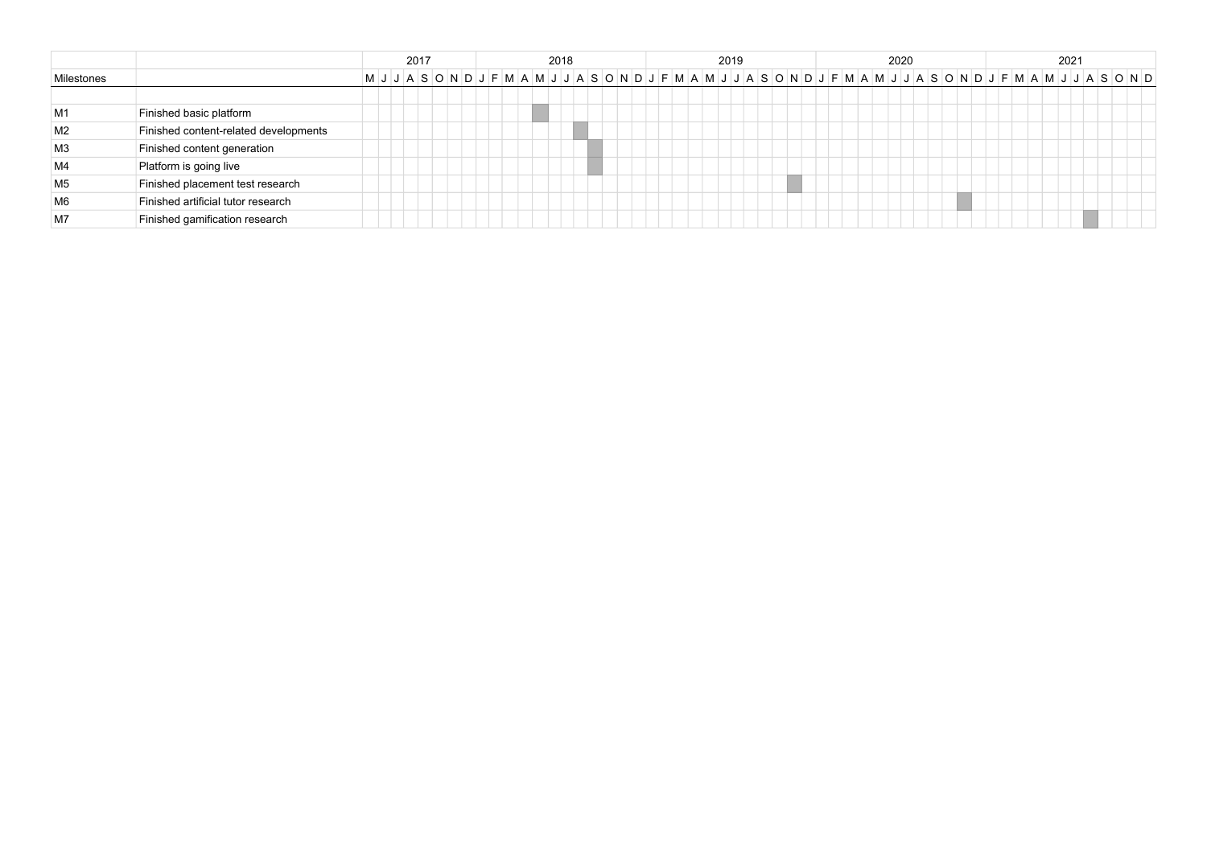2017 2018 2019 2020 2021

Milestones

M J J A S O N D J F M A M J J A S O N D J F M A M J J A S O N D J F M A M J J A S O N D J F M A M J J A S O N D

M1 Finished basic platform

M2 Finished content-related developments

M3 Finished content generation

M4 Platform is going live

M5 Finished placement test research

M6 Finished artificial tutor research

M7 Finished gamification research